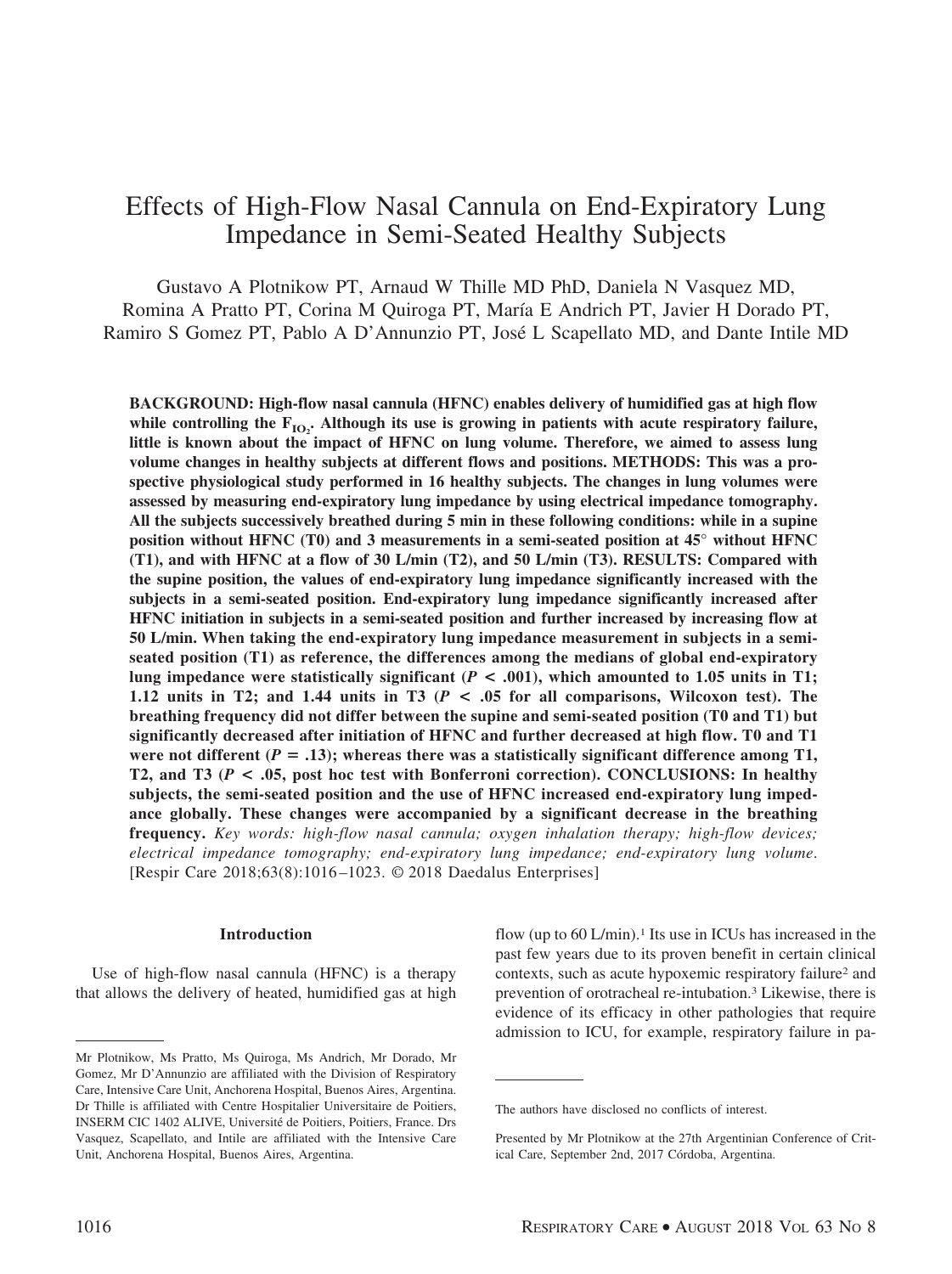# Effects of High-Flow Nasal Cannula on End-Expiratory Lung Impedance in Semi-Seated Healthy Subjects

Gustavo A Plotnikow PT, Arnaud W Thille MD PhD, Daniela N Vasquez MD, Romina A Pratto PT, Corina M Quiroga PT, María E Andrich PT, Javier H Dorado PT, Ramiro S Gomez PT, Pablo A D'Annunzio PT, José L Scapellato MD, and Dante Intile MD

**BACKGROUND: High-flow nasal cannula (HFNC) enables delivery of humidified gas at high flow while controlling the $F_{IO_2}$. Although its use is growing in patients with acute respiratory failure, little is known about the impact of HFNC on lung volume. Therefore, we aimed to assess lung volume changes in healthy subjects at different flows and positions. METHODS: This was a prospective physiological study performed in 16 healthy subjects. The changes in lung volumes were assessed by measuring end-expiratory lung impedance by using electrical impedance tomography. All the subjects successively breathed during 5 min in these following conditions: while in a supine position without HFNC (T0) and 3 measurements in a semi-seated position at 45° without HFNC (T1), and with HFNC at a flow of 30 L/min (T2), and 50 L/min (T3). RESULTS: Compared with the supine position, the values of end-expiratory lung impedance significantly increased with the subjects in a semi-seated position. End-expiratory lung impedance significantly increased after HFNC initiation in subjects in a semi-seated position and further increased by increasing flow at 50 L/min. When taking the end-expiratory lung impedance measurement in subjects in a semi-seated position (T1) as reference, the differences among the medians of global end-expiratory lung impedance were statistically significant ($P < .001$), which amounted to 1.05 units in T1; 1.12 units in T2; and 1.44 units in T3 ($P < .05$ for all comparisons, Wilcoxon test). The breathing frequency did not differ between the supine and semi-seated position (T0 and T1) but significantly decreased after initiation of HFNC and further decreased at high flow. T0 and T1 were not different ($P = .13$); whereas there was a statistically significant difference among T1, T2, and T3 ($P < .05$, post hoc test with Bonferroni correction). CONCLUSIONS: In healthy subjects, the semi-seated position and the use of HFNC increased end-expiratory lung impedance globally. These changes were accompanied by a significant decrease in the breathing frequency.** *Key words: high-flow nasal cannula; oxygen inhalation therapy; high-flow devices; electrical impedance tomography; end-expiratory lung impedance; end-expiratory lung volume.* [Respir Care 2018;63(8):1016–1023. © 2018 Daedalus Enterprises]

## Introduction

Use of high-flow nasal cannula (HFNC) is a therapy that allows the delivery of heated, humidified gas at high flow (up to 60 L/min).[1] Its use in ICUs has increased in the past few years due to its proven benefit in certain clinical contexts, such as acute hypoxemic respiratory failure[2] and prevention of orotracheal re-intubation.[3] Likewise, there is evidence of its efficacy in other pathologies that require admission to ICU, for example, respiratory failure in pa-

---

Mr Plotnikow, Ms Pratto, Ms Quiroga, Ms Andrich, Mr Dorado, Mr Gomez, Mr D'Annunzio are affiliated with the Division of Respiratory Care, Intensive Care Unit, Anchorena Hospital, Buenos Aires, Argentina. Dr Thille is affiliated with Centre Hospitalier Universitaire de Poitiers, INSERM CIC 1402 ALIVE, Université de Poitiers, Poitiers, France. Drs Vasquez, Scapellato, and Intile are affiliated with the Intensive Care Unit, Anchorena Hospital, Buenos Aires, Argentina.

The authors have disclosed no conflicts of interest.

Presented by Mr Plotnikow at the 27th Argentinian Conference of Critical Care, September 2nd, 2017 Córdoba, Argentina.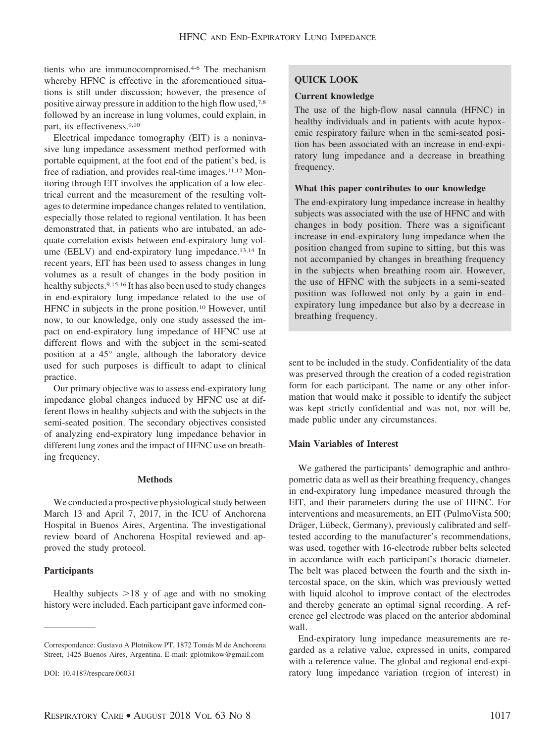tients who are immunocompromised.[4-6] The mechanism whereby HFNC is effective in the aforementioned situations is still under discussion; however, the presence of positive airway pressure in addition to the high flow used,[7,8] followed by an increase in lung volumes, could explain, in part, its effectiveness.[9,10]

Electrical impedance tomography (EIT) is a noninvasive lung impedance assessment method performed with portable equipment, at the foot end of the patient's bed, is free of radiation, and provides real-time images.[11,12] Monitoring through EIT involves the application of a low electrical current and the measurement of the resulting voltages to determine impedance changes related to ventilation, especially those related to regional ventilation. It has been demonstrated that, in patients who are intubated, an adequate correlation exists between end-expiratory lung volume (EELV) and end-expiratory lung impedance.[13,14] In recent years, EIT has been used to assess changes in lung volumes as a result of changes in the body position in healthy subjects.[9,15,16] It has also been used to study changes in end-expiratory lung impedance related to the use of HFNC in subjects in the prone position.[10] However, until now, to our knowledge, only one study assessed the impact on end-expiratory lung impedance of HFNC use at different flows and with the subject in the semi-seated position at a 45° angle, although the laboratory device used for such purposes is difficult to adapt to clinical practice.

Our primary objective was to assess end-expiratory lung impedance global changes induced by HFNC use at different flows in healthy subjects and with the subjects in the semi-seated position. The secondary objectives consisted of analyzing end-expiratory lung impedance behavior in different lung zones and the impact of HFNC use on breathing frequency.

> **QUICK LOOK**
>
> **Current knowledge**
>
> The use of the high-flow nasal cannula (HFNC) in healthy individuals and in patients with acute hypoxemic respiratory failure when in the semi-seated position has been associated with an increase in end-expiratory lung impedance and a decrease in breathing frequency.
>
> **What this paper contributes to our knowledge**
>
> The end-expiratory lung impedance increase in healthy subjects was associated with the use of HFNC and with changes in body position. There was a significant increase in end-expiratory lung impedance when the position changed from supine to sitting, but this was not accompanied by changes in breathing frequency in the subjects when breathing room air. However, the use of HFNC with the subjects in a semi-seated position was followed not only by a gain in end-expiratory lung impedance but also by a decrease in breathing frequency.

## Methods

We conducted a prospective physiological study between March 13 and April 7, 2017, in the ICU of Anchorena Hospital in Buenos Aires, Argentina. The investigational review board of Anchorena Hospital reviewed and approved the study protocol.

### Participants

Healthy subjects >18 y of age and with no smoking history were included. Each participant gave informed consent to be included in the study. Confidentiality of the data was preserved through the creation of a coded registration form for each participant. The name or any other information that would make it possible to identify the subject was kept strictly confidential and was not, nor will be, made public under any circumstances.

### Main Variables of Interest

We gathered the participants' demographic and anthropometric data as well as their breathing frequency, changes in end-expiratory lung impedance measured through the EIT, and their parameters during the use of HFNC. For interventions and measurements, an EIT (PulmoVista 500; Dräger, Lübeck, Germany), previously calibrated and self-tested according to the manufacturer's recommendations, was used, together with 16-electrode rubber belts selected in accordance with each participant's thoracic diameter. The belt was placed between the fourth and the sixth intercostal space, on the skin, which was previously wetted with liquid alcohol to improve contact of the electrodes and thereby generate an optimal signal recording. A reference gel electrode was placed on the anterior abdominal wall.

End-expiratory lung impedance measurements are regarded as a relative value, expressed in units, compared with a reference value. The global and regional end-expiratory lung impedance variation (region of interest) in

Correspondence: Gustavo A Plotnikow PT, 1872 Tomás M de Anchorena Street, 1425 Buenos Aires, Argentina. E-mail: gplotnikow@gmail.com

DOI: 10.4187/respcare.06031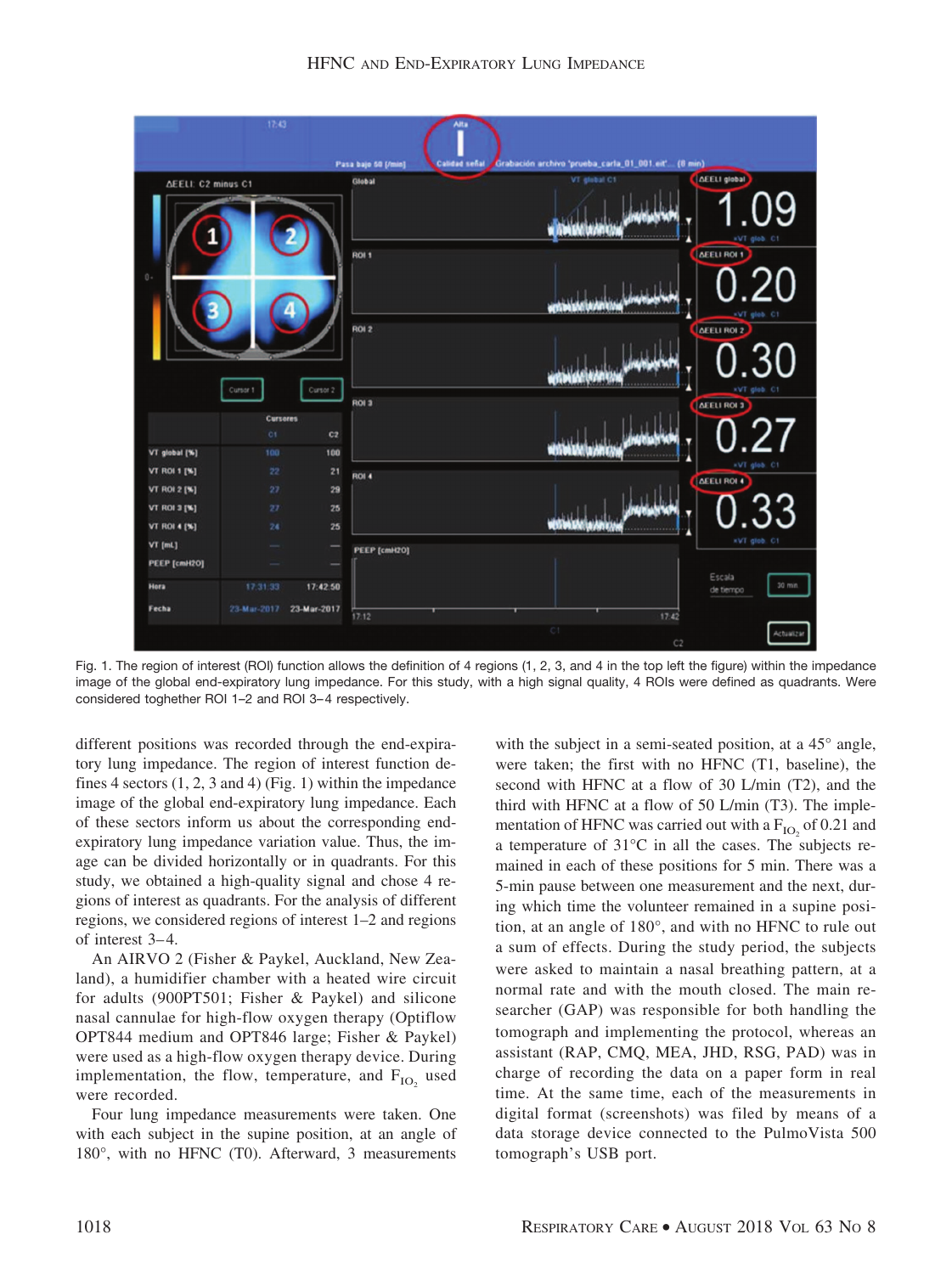Fig. 1. The region of interest (ROI) function allows the definition of 4 regions (1, 2, 3, and 4 in the top left the figure) within the impedance image of the global end-expiratory lung impedance. For this study, with a high signal quality, 4 ROIs were defined as quadrants. Were considered toghether ROI 1–2 and ROI 3–4 respectively.

different positions was recorded through the end-expiratory lung impedance. The region of interest function defines 4 sectors (1, 2, 3 and 4) (Fig. 1) within the impedance image of the global end-expiratory lung impedance. Each of these sectors inform us about the corresponding end-expiratory lung impedance variation value. Thus, the image can be divided horizontally or in quadrants. For this study, we obtained a high-quality signal and chose 4 regions of interest as quadrants. For the analysis of different regions, we considered regions of interest 1–2 and regions of interest 3–4.

An AIRVO 2 (Fisher & Paykel, Auckland, New Zealand), a humidifier chamber with a heated wire circuit for adults (900PT501; Fisher & Paykel) and silicone nasal cannulae for high-flow oxygen therapy (Optiflow OPT844 medium and OPT846 large; Fisher & Paykel) were used as a high-flow oxygen therapy device. During implementation, the flow, temperature, and $F_{IO_2}$ used were recorded.

Four lung impedance measurements were taken. One with each subject in the supine position, at an angle of 180°, with no HFNC (T0). Afterward, 3 measurements with the subject in a semi-seated position, at a 45° angle, were taken; the first with no HFNC (T1, baseline), the second with HFNC at a flow of 30 L/min (T2), and the third with HFNC at a flow of 50 L/min (T3). The implementation of HFNC was carried out with a $F_{IO_2}$ of 0.21 and a temperature of 31°C in all the cases. The subjects remained in each of these positions for 5 min. There was a 5-min pause between one measurement and the next, during which time the volunteer remained in a supine position, at an angle of 180°, and with no HFNC to rule out a sum of effects. During the study period, the subjects were asked to maintain a nasal breathing pattern, at a normal rate and with the mouth closed. The main researcher (GAP) was responsible for both handling the tomograph and implementing the protocol, whereas an assistant (RAP, CMQ, MEA, JHD, RSG, PAD) was in charge of recording the data on a paper form in real time. At the same time, each of the measurements in digital format (screenshots) was filed by means of a data storage device connected to the PulmoVista 500 tomograph's USB port.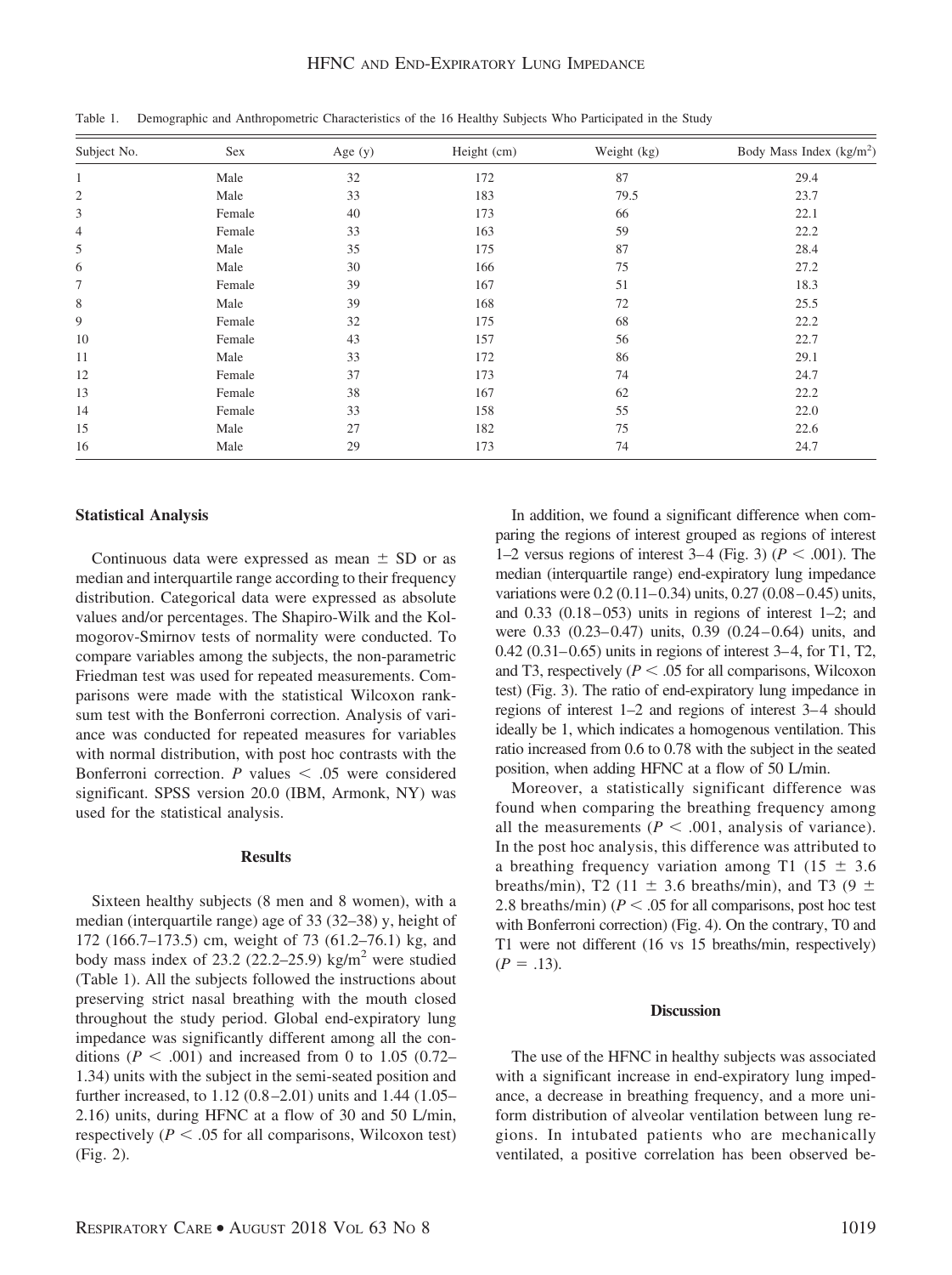Table 1. Demographic and Anthropometric Characteristics of the 16 Healthy Subjects Who Participated in the Study

| Subject No. | Sex | Age (y) | Height (cm) | Weight (kg) | Body Mass Index (kg/m$^2$) |
|---|---|---|---|---|---|
| 1 | Male | 32 | 172 | 87 | 29.4 |
| 2 | Male | 33 | 183 | 79.5 | 23.7 |
| 3 | Female | 40 | 173 | 66 | 22.1 |
| 4 | Female | 33 | 163 | 59 | 22.2 |
| 5 | Male | 35 | 175 | 87 | 28.4 |
| 6 | Male | 30 | 166 | 75 | 27.2 |
| 7 | Female | 39 | 167 | 51 | 18.3 |
| 8 | Male | 39 | 168 | 72 | 25.5 |
| 9 | Female | 32 | 175 | 68 | 22.2 |
| 10 | Female | 43 | 157 | 56 | 22.7 |
| 11 | Male | 33 | 172 | 86 | 29.1 |
| 12 | Female | 37 | 173 | 74 | 24.7 |
| 13 | Female | 38 | 167 | 62 | 22.2 |
| 14 | Female | 33 | 158 | 55 | 22.0 |
| 15 | Male | 27 | 182 | 75 | 22.6 |
| 16 | Male | 29 | 173 | 74 | 24.7 |

### Statistical Analysis

Continuous data were expressed as mean ± SD or as median and interquartile range according to their frequency distribution. Categorical data were expressed as absolute values and/or percentages. The Shapiro-Wilk and the Kolmogorov-Smirnov tests of normality were conducted. To compare variables among the subjects, the non-parametric Friedman test was used for repeated measurements. Comparisons were made with the statistical Wilcoxon rank-sum test with the Bonferroni correction. Analysis of variance was conducted for repeated measures for variables with normal distribution, with post hoc contrasts with the Bonferroni correction. $P$ values $< .05$ were considered significant. SPSS version 20.0 (IBM, Armonk, NY) was used for the statistical analysis.

### Results

Sixteen healthy subjects (8 men and 8 women), with a median (interquartile range) age of 33 (32–38) y, height of 172 (166.7–173.5) cm, weight of 73 (61.2–76.1) kg, and body mass index of 23.2 (22.2–25.9) kg/m$^2$ were studied (Table 1). All the subjects followed the instructions about preserving strict nasal breathing with the mouth closed throughout the study period. Global end-expiratory lung impedance was significantly different among all the conditions ($P < .001$) and increased from 0 to 1.05 (0.72–1.34) units with the subject in the semi-seated position and further increased, to 1.12 (0.8–2.01) units and 1.44 (1.05–2.16) units, during HFNC at a flow of 30 and 50 L/min, respectively ($P < .05$ for all comparisons, Wilcoxon test) (Fig. 2).

In addition, we found a significant difference when comparing the regions of interest grouped as regions of interest 1–2 versus regions of interest 3–4 (Fig. 3) ($P < .001$). The median (interquartile range) end-expiratory lung impedance variations were 0.2 (0.11–0.34) units, 0.27 (0.08–0.45) units, and 0.33 (0.18–053) units in regions of interest 1–2; and were 0.33 (0.23–0.47) units, 0.39 (0.24–0.64) units, and 0.42 (0.31–0.65) units in regions of interest 3–4, for T1, T2, and T3, respectively ($P < .05$ for all comparisons, Wilcoxon test) (Fig. 3). The ratio of end-expiratory lung impedance in regions of interest 1–2 and regions of interest 3–4 should ideally be 1, which indicates a homogenous ventilation. This ratio increased from 0.6 to 0.78 with the subject in the seated position, when adding HFNC at a flow of 50 L/min.

Moreover, a statistically significant difference was found when comparing the breathing frequency among all the measurements ($P < .001$, analysis of variance). In the post hoc analysis, this difference was attributed to a breathing frequency variation among T1 (15 ± 3.6 breaths/min), T2 (11 ± 3.6 breaths/min), and T3 (9 ± 2.8 breaths/min) ($P < .05$ for all comparisons, post hoc test with Bonferroni correction) (Fig. 4). On the contrary, T0 and T1 were not different (16 vs 15 breaths/min, respectively) ($P = .13$).

### Discussion

The use of the HFNC in healthy subjects was associated with a significant increase in end-expiratory lung impedance, a decrease in breathing frequency, and a more uniform distribution of alveolar ventilation between lung regions. In intubated patients who are mechanically ventilated, a positive correlation has been observed be-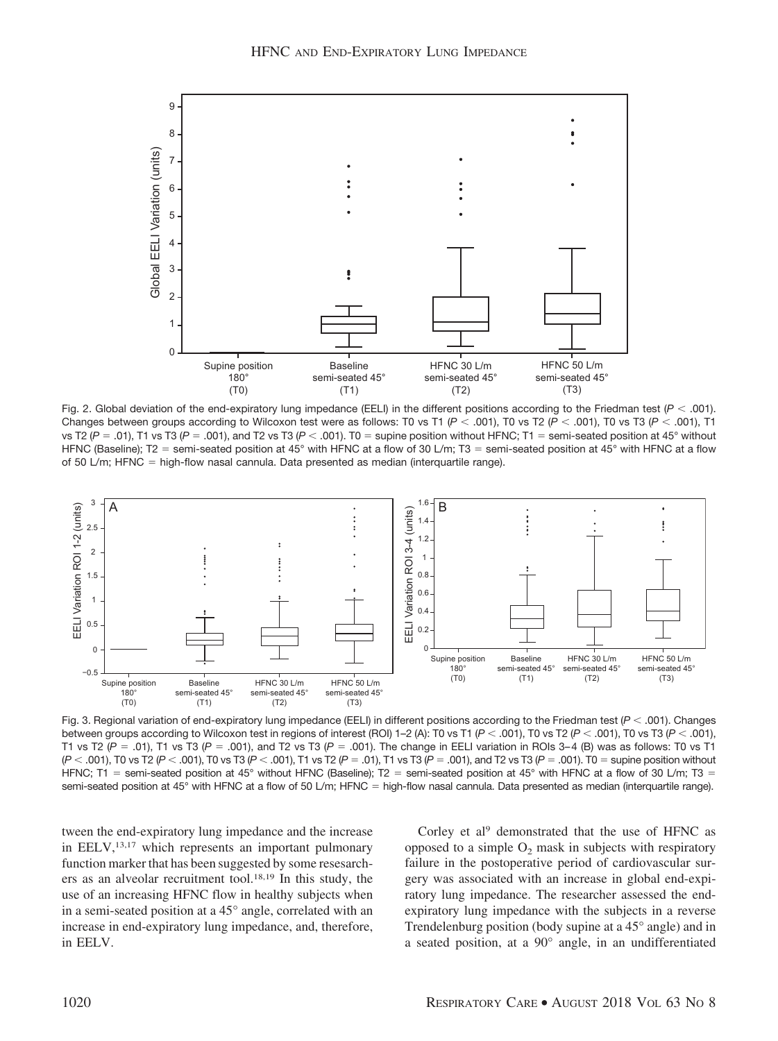Fig. 2. Global deviation of the end-expiratory lung impedance (EELI) in the different positions according to the Friedman test ($P < .001$). Changes between groups according to Wilcoxon test were as follows: T0 vs T1 ($P < .001$), T0 vs T2 ($P < .001$), T0 vs T3 ($P < .001$), T1 vs T2 ($P = .01$), T1 vs T3 ($P = .001$), and T2 vs T3 ($P < .001$). T0 = supine position without HFNC; T1 = semi-seated position at 45° without HFNC (Baseline); T2 = semi-seated position at 45° with HFNC at a flow of 30 L/m; T3 = semi-seated position at 45° with HFNC at a flow of 50 L/m; HFNC = high-flow nasal cannula. Data presented as median (interquartile range).

Fig. 3. Regional variation of end-expiratory lung impedance (EELI) in different positions according to the Friedman test ($P < .001$). Changes between groups according to Wilcoxon test in regions of interest (ROI) 1–2 (A): T0 vs T1 ($P < .001$), T0 vs T2 ($P < .001$), T0 vs T3 ($P < .001$), T1 vs T2 ($P = .01$), T1 vs T3 ($P = .001$), and T2 vs T3 ($P = .001$). The change in EELI variation in ROIs 3–4 (B) was as follows: T0 vs T1 ($P < .001$), T0 vs T2 ($P < .001$), T0 vs T3 ($P < .001$), T1 vs T2 ($P = .01$), T1 vs T3 ($P = .001$), and T2 vs T3 ($P = .001$). T0 = supine position without HFNC; T1 = semi-seated position at 45° without HFNC (Baseline); T2 = semi-seated position at 45° with HFNC at a flow of 30 L/m; T3 = semi-seated position at 45° with HFNC at a flow of 50 L/m; HFNC = high-flow nasal cannula. Data presented as median (interquartile range).

tween the end-expiratory lung impedance and the increase in EELV,[13,17] which represents an important pulmonary function marker that has been suggested by some researchers as an alveolar recruitment tool.[18,19] In this study, the use of an increasing HFNC flow in healthy subjects when in a semi-seated position at a 45° angle, correlated with an increase in end-expiratory lung impedance, and, therefore, in EELV.

Corley et al[9] demonstrated that the use of HFNC as opposed to a simple $O_2$ mask in subjects with respiratory failure in the postoperative period of cardiovascular surgery was associated with an increase in global end-expiratory lung impedance. The researcher assessed the end-expiratory lung impedance with the subjects in a reverse Trendelenburg position (body supine at a 45° angle) and in a seated position, at a 90° angle, in an undifferentiated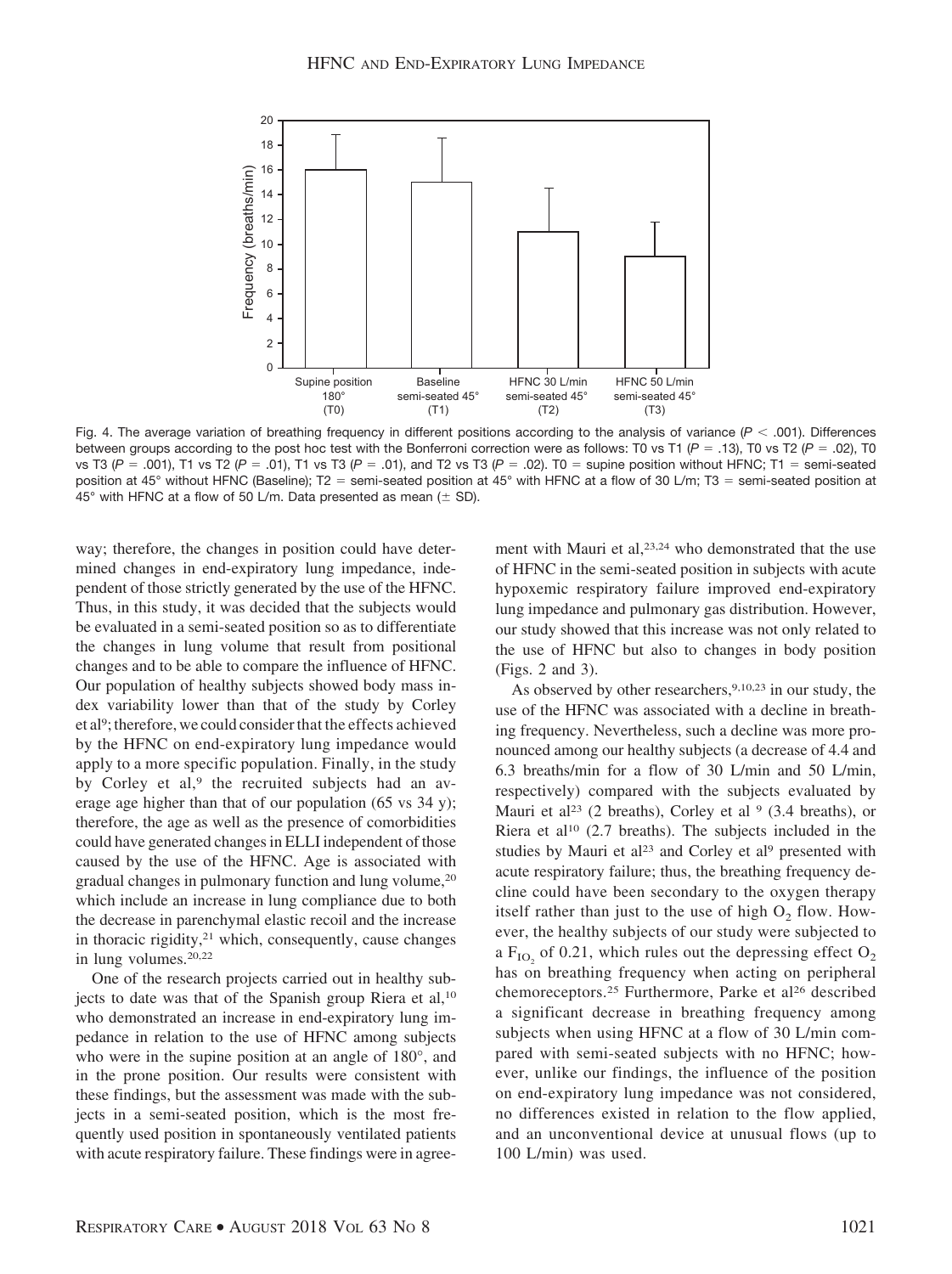Fig. 4. The average variation of breathing frequency in different positions according to the analysis of variance ($P < .001$). Differences between groups according to the post hoc test with the Bonferroni correction were as follows: T0 vs T1 ($P = .13$), T0 vs T2 ($P = .02$), T0 vs T3 ($P = .001$), T1 vs T2 ($P = .01$), T1 vs T3 ($P = .01$), and T2 vs T3 ($P = .02$). T0 = supine position without HFNC; T1 = semi-seated position at 45° without HFNC (Baseline); T2 = semi-seated position at 45° with HFNC at a flow of 30 L/m; T3 = semi-seated position at 45° with HFNC at a flow of 50 L/m. Data presented as mean (± SD).

way; therefore, the changes in position could have determined changes in end-expiratory lung impedance, independent of those strictly generated by the use of the HFNC. Thus, in this study, it was decided that the subjects would be evaluated in a semi-seated position so as to differentiate the changes in lung volume that result from positional changes and to be able to compare the influence of HFNC. Our population of healthy subjects showed body mass index variability lower than that of the study by Corley et al[9]; therefore, we could consider that the effects achieved by the HFNC on end-expiratory lung impedance would apply to a more specific population. Finally, in the study by Corley et al,[9] the recruited subjects had an average age higher than that of our population (65 vs 34 y); therefore, the age as well as the presence of comorbidities could have generated changes in ELLI independent of those caused by the use of the HFNC. Age is associated with gradual changes in pulmonary function and lung volume,[20] which include an increase in lung compliance due to both the decrease in parenchymal elastic recoil and the increase in thoracic rigidity,[21] which, consequently, cause changes in lung volumes.[20,22]

One of the research projects carried out in healthy subjects to date was that of the Spanish group Riera et al,[10] who demonstrated an increase in end-expiratory lung impedance in relation to the use of HFNC among subjects who were in the supine position at an angle of 180°, and in the prone position. Our results were consistent with these findings, but the assessment was made with the subjects in a semi-seated position, which is the most frequently used position in spontaneously ventilated patients with acute respiratory failure. These findings were in agreement with Mauri et al,[23,24] who demonstrated that the use of HFNC in the semi-seated position in subjects with acute hypoxemic respiratory failure improved end-expiratory lung impedance and pulmonary gas distribution. However, our study showed that this increase was not only related to the use of HFNC but also to changes in body position (Figs. 2 and 3).

As observed by other researchers,[9,10,23] in our study, the use of the HFNC was associated with a decline in breathing frequency. Nevertheless, such a decline was more pronounced among our healthy subjects (a decrease of 4.4 and 6.3 breaths/min for a flow of 30 L/min and 50 L/min, respectively) compared with the subjects evaluated by Mauri et al[23] (2 breaths), Corley et al [9] (3.4 breaths), or Riera et al[10] (2.7 breaths). The subjects included in the studies by Mauri et al[23] and Corley et al[9] presented with acute respiratory failure; thus, the breathing frequency decline could have been secondary to the oxygen therapy itself rather than just to the use of high $O_2$ flow. However, the healthy subjects of our study were subjected to a $F_{IO_2}$ of 0.21, which rules out the depressing effect $O_2$ has on breathing frequency when acting on peripheral chemoreceptors.[25] Furthermore, Parke et al[26] described a significant decrease in breathing frequency among subjects when using HFNC at a flow of 30 L/min compared with semi-seated subjects with no HFNC; however, unlike our findings, the influence of the position on end-expiratory lung impedance was not considered, no differences existed in relation to the flow applied, and an unconventional device at unusual flows (up to 100 L/min) was used.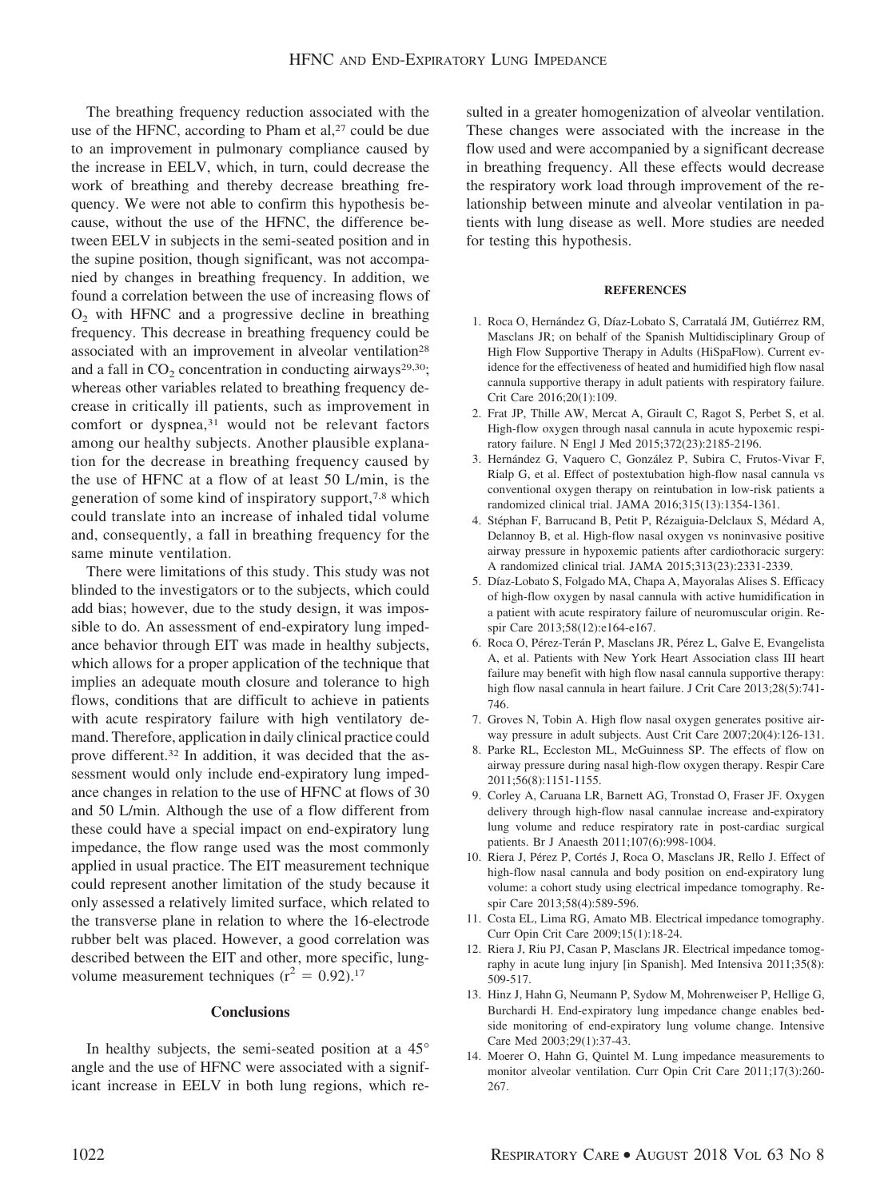The breathing frequency reduction associated with the use of the HFNC, according to Pham et al,[27] could be due to an improvement in pulmonary compliance caused by the increase in EELV, which, in turn, could decrease the work of breathing and thereby decrease breathing frequency. We were not able to confirm this hypothesis because, without the use of the HFNC, the difference between EELV in subjects in the semi-seated position and in the supine position, though significant, was not accompanied by changes in breathing frequency. In addition, we found a correlation between the use of increasing flows of $O_2$ with HFNC and a progressive decline in breathing frequency. This decrease in breathing frequency could be associated with an improvement in alveolar ventilation[28] and a fall in $CO_2$ concentration in conducting airways[29,30]; whereas other variables related to breathing frequency decrease in critically ill patients, such as improvement in comfort or dyspnea,[31] would not be relevant factors among our healthy subjects. Another plausible explanation for the decrease in breathing frequency caused by the use of HFNC at a flow of at least 50 L/min, is the generation of some kind of inspiratory support,[7,8] which could translate into an increase of inhaled tidal volume and, consequently, a fall in breathing frequency for the same minute ventilation.

There were limitations of this study. This study was not blinded to the investigators or to the subjects, which could add bias; however, due to the study design, it was impossible to do. An assessment of end-expiratory lung impedance behavior through EIT was made in healthy subjects, which allows for a proper application of the technique that implies an adequate mouth closure and tolerance to high flows, conditions that are difficult to achieve in patients with acute respiratory failure with high ventilatory demand. Therefore, application in daily clinical practice could prove different.[32] In addition, it was decided that the assessment would only include end-expiratory lung impedance changes in relation to the use of HFNC at flows of 30 and 50 L/min. Although the use of a flow different from these could have a special impact on end-expiratory lung impedance, the flow range used was the most commonly applied in usual practice. The EIT measurement technique could represent another limitation of the study because it only assessed a relatively limited surface, which related to the transverse plane in relation to where the 16-electrode rubber belt was placed. However, a good correlation was described between the EIT and other, more specific, lung-volume measurement techniques ($r^2 = 0.92$).[17]

## Conclusions

In healthy subjects, the semi-seated position at a 45° angle and the use of HFNC were associated with a significant increase in EELV in both lung regions, which resulted in a greater homogenization of alveolar ventilation. These changes were associated with the increase in the flow used and were accompanied by a significant decrease in breathing frequency. All these effects would decrease the respiratory work load through improvement of the relationship between minute and alveolar ventilation in patients with lung disease as well. More studies are needed for testing this hypothesis.

## REFERENCES

1. Roca O, Hernández G, Díaz-Lobato S, Carratalá JM, Gutiérrez RM, Masclans JR; on behalf of the Spanish Multidisciplinary Group of High Flow Supportive Therapy in Adults (HiSpaFlow). Current evidence for the effectiveness of heated and humidified high flow nasal cannula supportive therapy in adult patients with respiratory failure. Crit Care 2016;20(1):109.
2. Frat JP, Thille AW, Mercat A, Girault C, Ragot S, Perbet S, et al. High-flow oxygen through nasal cannula in acute hypoxemic respiratory failure. N Engl J Med 2015;372(23):2185-2196.
3. Hernández G, Vaquero C, González P, Subira C, Frutos-Vivar F, Rialp G, et al. Effect of postextubation high-flow nasal cannula vs conventional oxygen therapy on reintubation in low-risk patients a randomized clinical trial. JAMA 2016;315(13):1354-1361.
4. Stéphan F, Barrucand B, Petit P, Rézaiguia-Delclaux S, Médard A, Delannoy B, et al. High-flow nasal oxygen vs noninvasive positive airway pressure in hypoxemic patients after cardiothoracic surgery: A randomized clinical trial. JAMA 2015;313(23):2331-2339.
5. Díaz-Lobato S, Folgado MA, Chapa A, Mayoralas Alises S. Efficacy of high-flow oxygen by nasal cannula with active humidification in a patient with acute respiratory failure of neuromuscular origin. Respir Care 2013;58(12):e164-e167.
6. Roca O, Pérez-Terán P, Masclans JR, Pérez L, Galve E, Evangelista A, et al. Patients with New York Heart Association class III heart failure may benefit with high flow nasal cannula supportive therapy: high flow nasal cannula in heart failure. J Crit Care 2013;28(5):741-746.
7. Groves N, Tobin A. High flow nasal oxygen generates positive airway pressure in adult subjects. Aust Crit Care 2007;20(4):126-131.
8. Parke RL, Eccleston ML, McGuinness SP. The effects of flow on airway pressure during nasal high-flow oxygen therapy. Respir Care 2011;56(8):1151-1155.
9. Corley A, Caruana LR, Barnett AG, Tronstad O, Fraser JF. Oxygen delivery through high-flow nasal cannulae increase end-expiratory lung volume and reduce respiratory rate in post-cardiac surgical patients. Br J Anaesth 2011;107(6):998-1004.
10. Riera J, Pérez P, Cortés J, Roca O, Masclans JR, Rello J. Effect of high-flow nasal cannula and body position on end-expiratory lung volume: a cohort study using electrical impedance tomography. Respir Care 2013;58(4):589-596.
11. Costa EL, Lima RG, Amato MB. Electrical impedance tomography. Curr Opin Crit Care 2009;15(1):18-24.
12. Riera J, Riu PJ, Casan P, Masclans JR. Electrical impedance tomography in acute lung injury [in Spanish]. Med Intensiva 2011;35(8):509-517.
13. Hinz J, Hahn G, Neumann P, Sydow M, Mohrenweiser P, Hellige G, Burchardi H. End-expiratory lung impedance change enables bedside monitoring of end-expiratory lung volume change. Intensive Care Med 2003;29(1):37-43.
14. Moerer O, Hahn G, Quintel M. Lung impedance measurements to monitor alveolar ventilation. Curr Opin Crit Care 2011;17(3):260-267.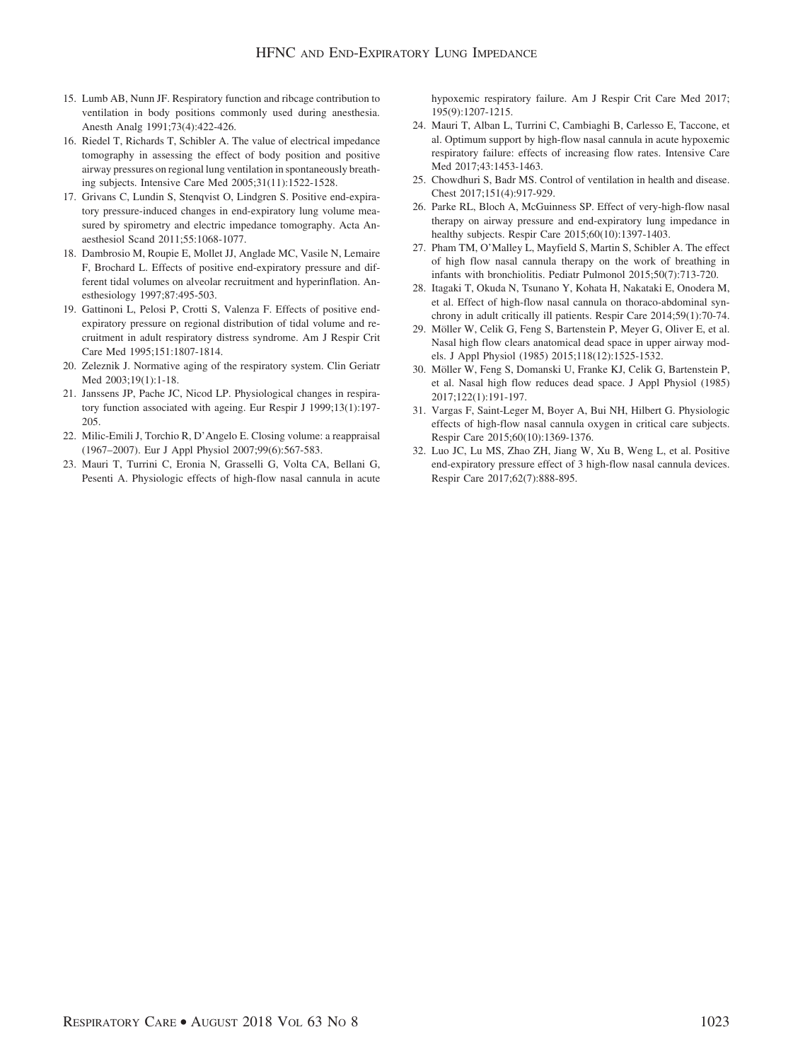15. Lumb AB, Nunn JF. Respiratory function and ribcage contribution to ventilation in body positions commonly used during anesthesia. Anesth Analg 1991;73(4):422-426.
16. Riedel T, Richards T, Schibler A. The value of electrical impedance tomography in assessing the effect of body position and positive airway pressures on regional lung ventilation in spontaneously breathing subjects. Intensive Care Med 2005;31(11):1522-1528.
17. Grivans C, Lundin S, Stenqvist O, Lindgren S. Positive end-expiratory pressure-induced changes in end-expiratory lung volume measured by spirometry and electric impedance tomography. Acta Anaesthesiol Scand 2011;55:1068-1077.
18. Dambrosio M, Roupie E, Mollet JJ, Anglade MC, Vasile N, Lemaire F, Brochard L. Effects of positive end-expiratory pressure and different tidal volumes on alveolar recruitment and hyperinflation. Anesthesiology 1997;87:495-503.
19. Gattinoni L, Pelosi P, Crotti S, Valenza F. Effects of positive end-expiratory pressure on regional distribution of tidal volume and recruitment in adult respiratory distress syndrome. Am J Respir Crit Care Med 1995;151:1807-1814.
20. Zeleznik J. Normative aging of the respiratory system. Clin Geriatr Med 2003;19(1):1-18.
21. Janssens JP, Pache JC, Nicod LP. Physiological changes in respiratory function associated with ageing. Eur Respir J 1999;13(1):197-205.
22. Milic-Emili J, Torchio R, D'Angelo E. Closing volume: a reappraisal (1967–2007). Eur J Appl Physiol 2007;99(6):567-583.
23. Mauri T, Turrini C, Eronia N, Grasselli G, Volta CA, Bellani G, Pesenti A. Physiologic effects of high-flow nasal cannula in acute hypoxemic respiratory failure. Am J Respir Crit Care Med 2017;195(9):1207-1215.
24. Mauri T, Alban L, Turrini C, Cambiaghi B, Carlesso E, Taccone, et al. Optimum support by high-flow nasal cannula in acute hypoxemic respiratory failure: effects of increasing flow rates. Intensive Care Med 2017;43:1453-1463.
25. Chowdhuri S, Badr MS. Control of ventilation in health and disease. Chest 2017;151(4):917-929.
26. Parke RL, Bloch A, McGuinness SP. Effect of very-high-flow nasal therapy on airway pressure and end-expiratory lung impedance in healthy subjects. Respir Care 2015;60(10):1397-1403.
27. Pham TM, O'Malley L, Mayfield S, Martin S, Schibler A. The effect of high flow nasal cannula therapy on the work of breathing in infants with bronchiolitis. Pediatr Pulmonol 2015;50(7):713-720.
28. Itagaki T, Okuda N, Tsunano Y, Kohata H, Nakataki E, Onodera M, et al. Effect of high-flow nasal cannula on thoraco-abdominal synchrony in adult critically ill patients. Respir Care 2014;59(1):70-74.
29. Möller W, Celik G, Feng S, Bartenstein P, Meyer G, Oliver E, et al. Nasal high flow clears anatomical dead space in upper airway models. J Appl Physiol (1985) 2015;118(12):1525-1532.
30. Möller W, Feng S, Domanski U, Franke KJ, Celik G, Bartenstein P, et al. Nasal high flow reduces dead space. J Appl Physiol (1985) 2017;122(1):191-197.
31. Vargas F, Saint-Leger M, Boyer A, Bui NH, Hilbert G. Physiologic effects of high-flow nasal cannula oxygen in critical care subjects. Respir Care 2015;60(10):1369-1376.
32. Luo JC, Lu MS, Zhao ZH, Jiang W, Xu B, Weng L, et al. Positive end-expiratory pressure effect of 3 high-flow nasal cannula devices. Respir Care 2017;62(7):888-895.